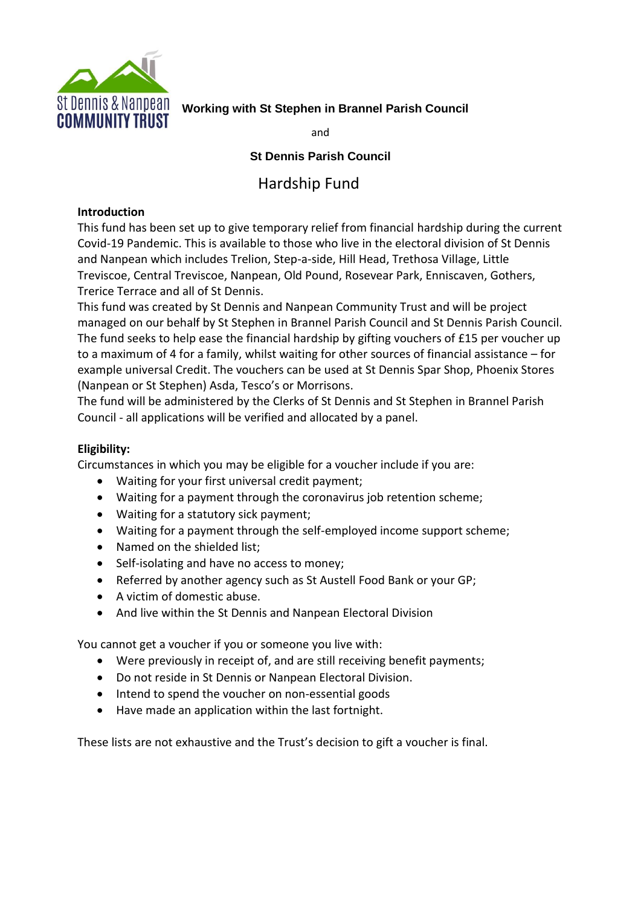St Dennis & Nanpean COMMUNITY TRUST

**Working with St Stephen in Brannel Parish Council**

and

**St Dennis Parish Council**

# Hardship Fund

**Introduction**

This fund has been set up to give temporary relief from financial hardship during the current Covid-19 Pandemic. This is available to those who live in the electoral division of St Dennis and Nanpean which includes Trelion, Step-a-side, Hill Head, Trethosa Village, Little Treviscoe, Central Treviscoe, Nanpean, Old Pound, Rosevear Park, Enniscaven, Gothers, Trerice Terrace and all of St Dennis.

This fund was created by St Dennis and Nanpean Community Trust and will be project managed on our behalf by St Stephen in Brannel Parish Council and St Dennis Parish Council. The fund seeks to help ease the financial hardship by gifting vouchers of £15 per voucher up to a maximum of 4 for a family, whilst waiting for other sources of financial assistance – for example universal Credit. The vouchers can be used at St Dennis Spar Shop, Phoenix Stores (Nanpean or St Stephen) Asda, Tesco's or Morrisons.

The fund will be administered by the Clerks of St Dennis and St Stephen in Brannel Parish Council - all applications will be verified and allocated by a panel.

**Eligibility:**

Circumstances in which you may be eligible for a voucher include if you are:

- Waiting for your first universal credit payment;
- Waiting for a payment through the coronavirus job retention scheme;
- Waiting for a statutory sick payment;
- Waiting for a payment through the self-employed income support scheme;
- Named on the shielded list;
- Self-isolating and have no access to money;
- Referred by another agency such as St Austell Food Bank or your GP;
- A victim of domestic abuse.
- And live within the St Dennis and Nanpean Electoral Division

You cannot get a voucher if you or someone you live with:

- Were previously in receipt of, and are still receiving benefit payments;
- Do not reside in St Dennis or Nanpean Electoral Division.
- Intend to spend the voucher on non-essential goods
- Have made an application within the last fortnight.

These lists are not exhaustive and the Trust's decision to gift a voucher is final.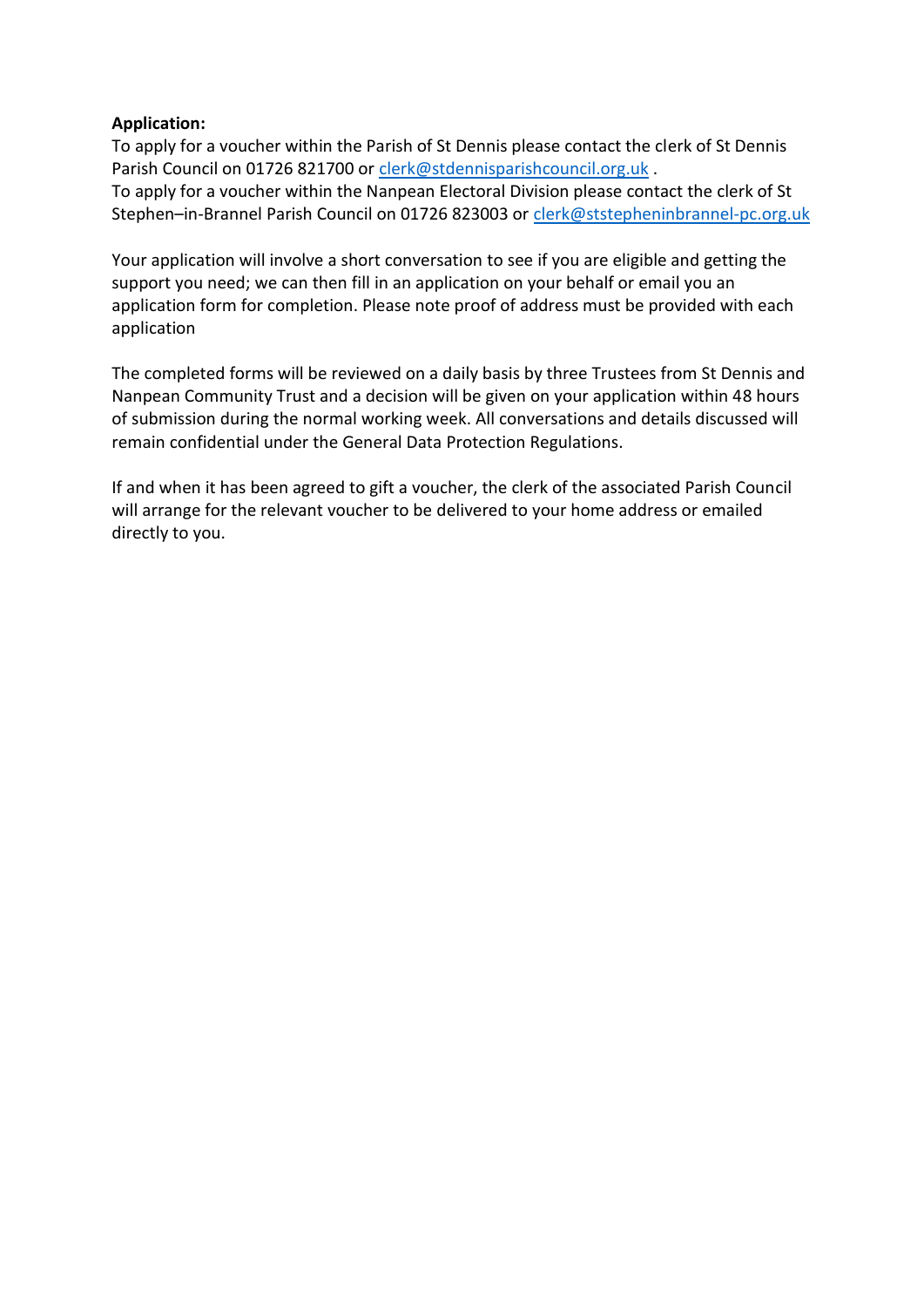**Application:**

To apply for a voucher within the Parish of St Dennis please contact the clerk of St Dennis Parish Council on 01726 821700 or clerk@stdennisparishcouncil.org.uk .

To apply for a voucher within the Nanpean Electoral Division please contact the clerk of St Stephen–in-Brannel Parish Council on 01726 823003 or clerk@ststepheninbrannel-pc.org.uk

Your application will involve a short conversation to see if you are eligible and getting the support you need; we can then fill in an application on your behalf or email you an application form for completion. Please note proof of address must be provided with each application

The completed forms will be reviewed on a daily basis by three Trustees from St Dennis and Nanpean Community Trust and a decision will be given on your application within 48 hours of submission during the normal working week. All conversations and details discussed will remain confidential under the General Data Protection Regulations.

If and when it has been agreed to gift a voucher, the clerk of the associated Parish Council will arrange for the relevant voucher to be delivered to your home address or emailed directly to you.